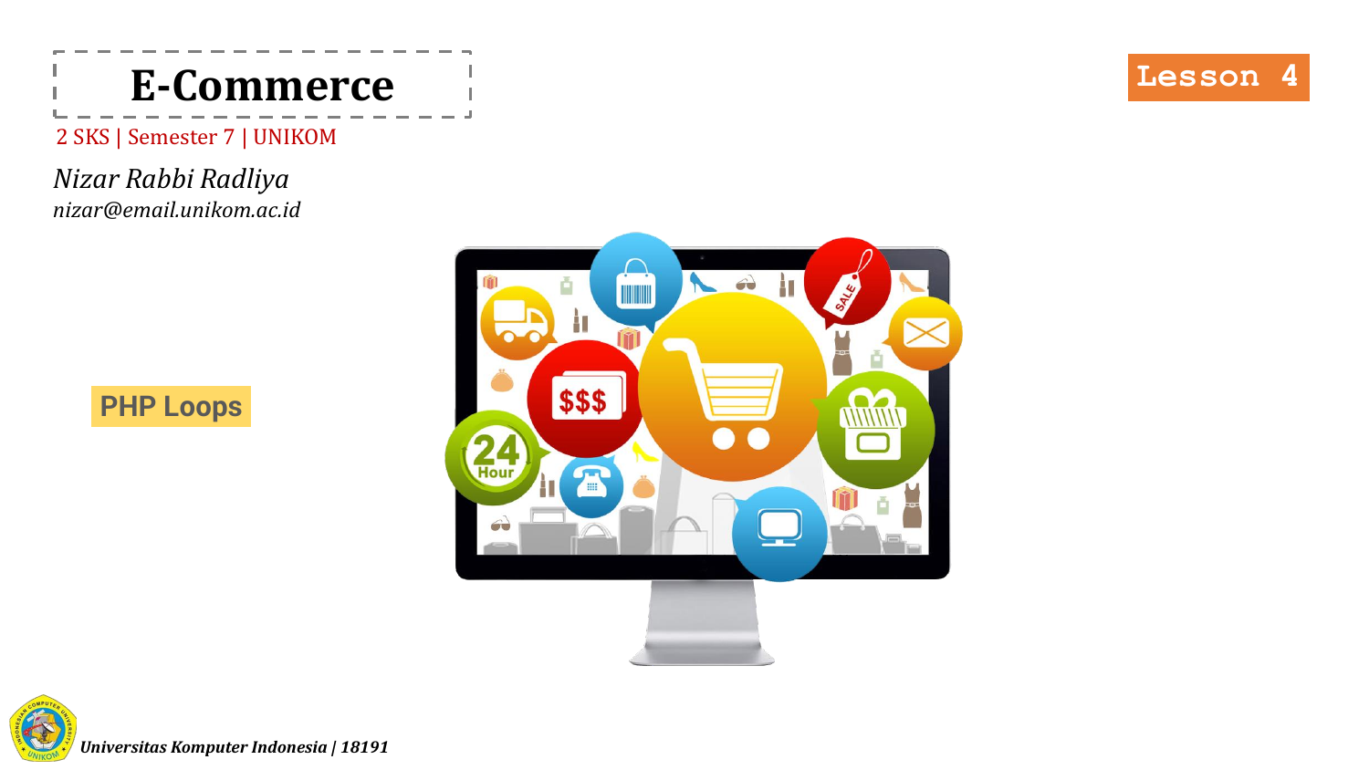# E-Commerce

Lesson 4

2 SKS | Semester 7 | UNIKOM

*Nizar Rabbi Radliya*

*nizar@email.unikom.ac.id*

**PHP Loops**

***Universitas Komputer Indonesia | 18191***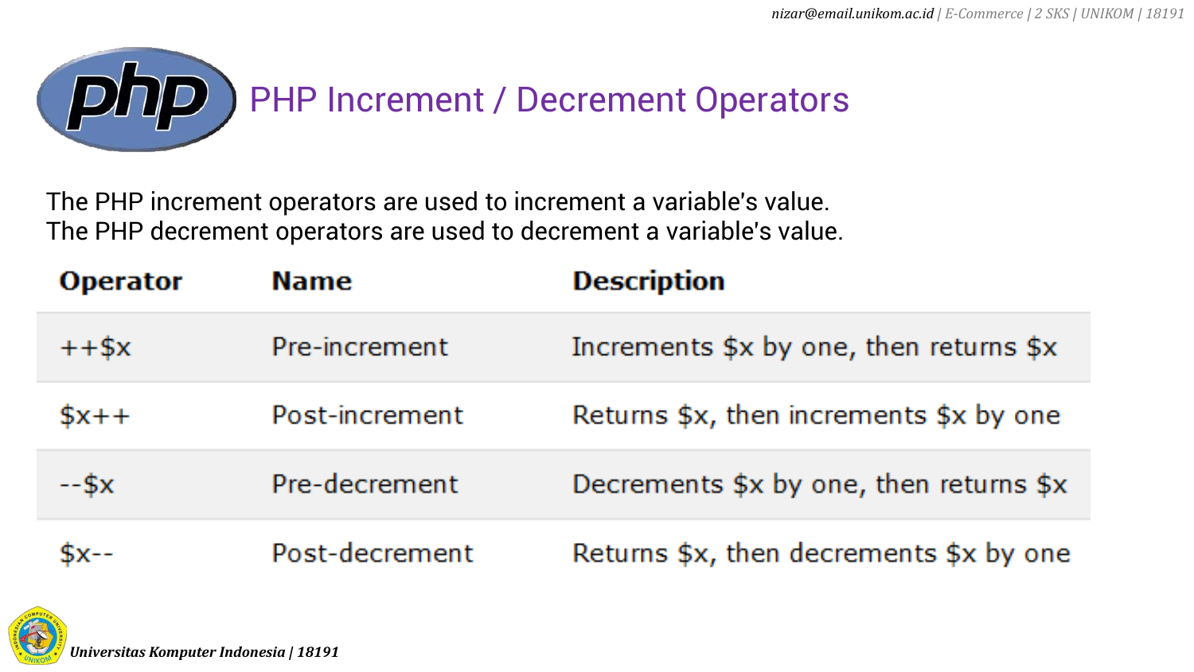# PHP Increment / Decrement Operators

The PHP increment operators are used to increment a variable's value.
The PHP decrement operators are used to decrement a variable's value.

| Operator | Name | Description |
| --- | --- | --- |
| ++$x | Pre-increment | Increments $x by one, then returns $x |
| $x++ | Post-increment | Returns $x, then increments $x by one |
| --$x | Pre-decrement | Decrements $x by one, then returns $x |
| $x-- | Post-decrement | Returns $x, then decrements $x by one |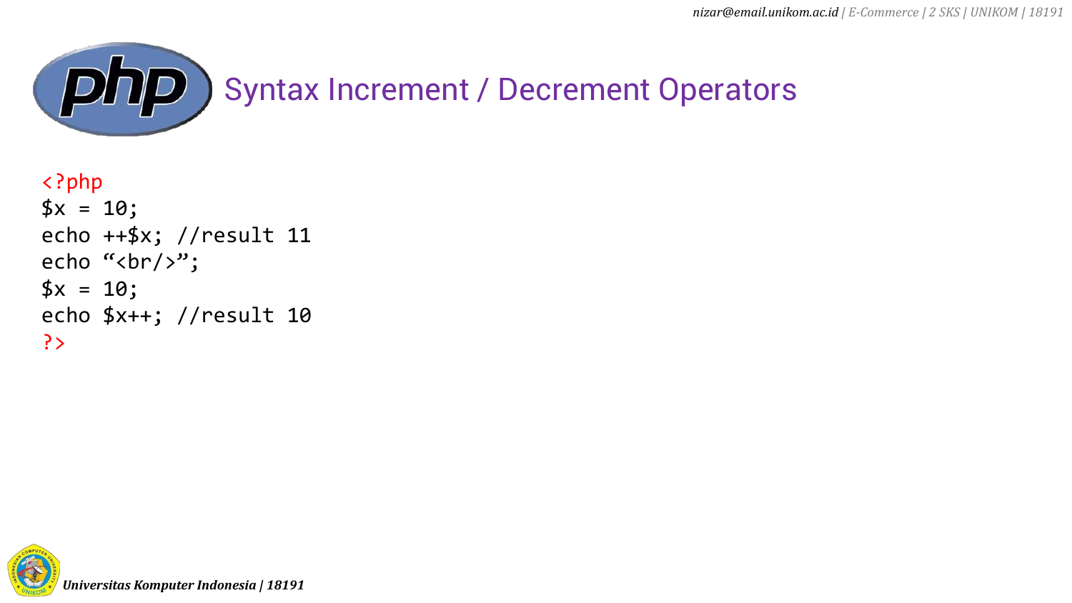# Syntax Increment / Decrement Operators

```php
<?php
$x = 10;
echo ++$x; //result 11
echo "<br/>";
$x = 10;
echo $x++; //result 10
?>
```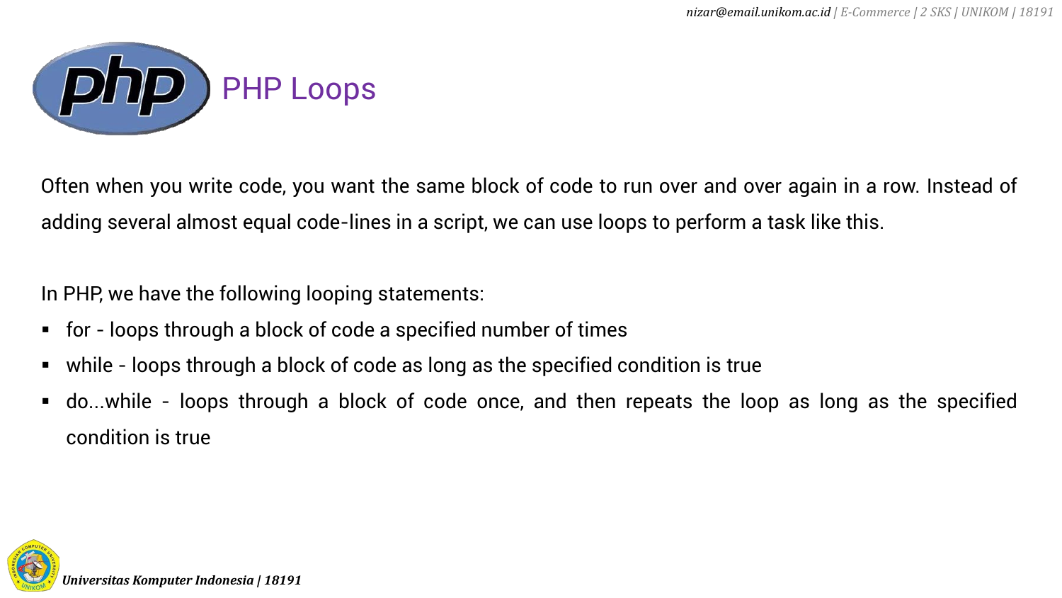# PHP Loops

Often when you write code, you want the same block of code to run over and over again in a row. Instead of adding several almost equal code-lines in a script, we can use loops to perform a task like this.

In PHP, we have the following looping statements:

- for - loops through a block of code a specified number of times
- while - loops through a block of code as long as the specified condition is true
- do...while - loops through a block of code once, and then repeats the loop as long as the specified condition is true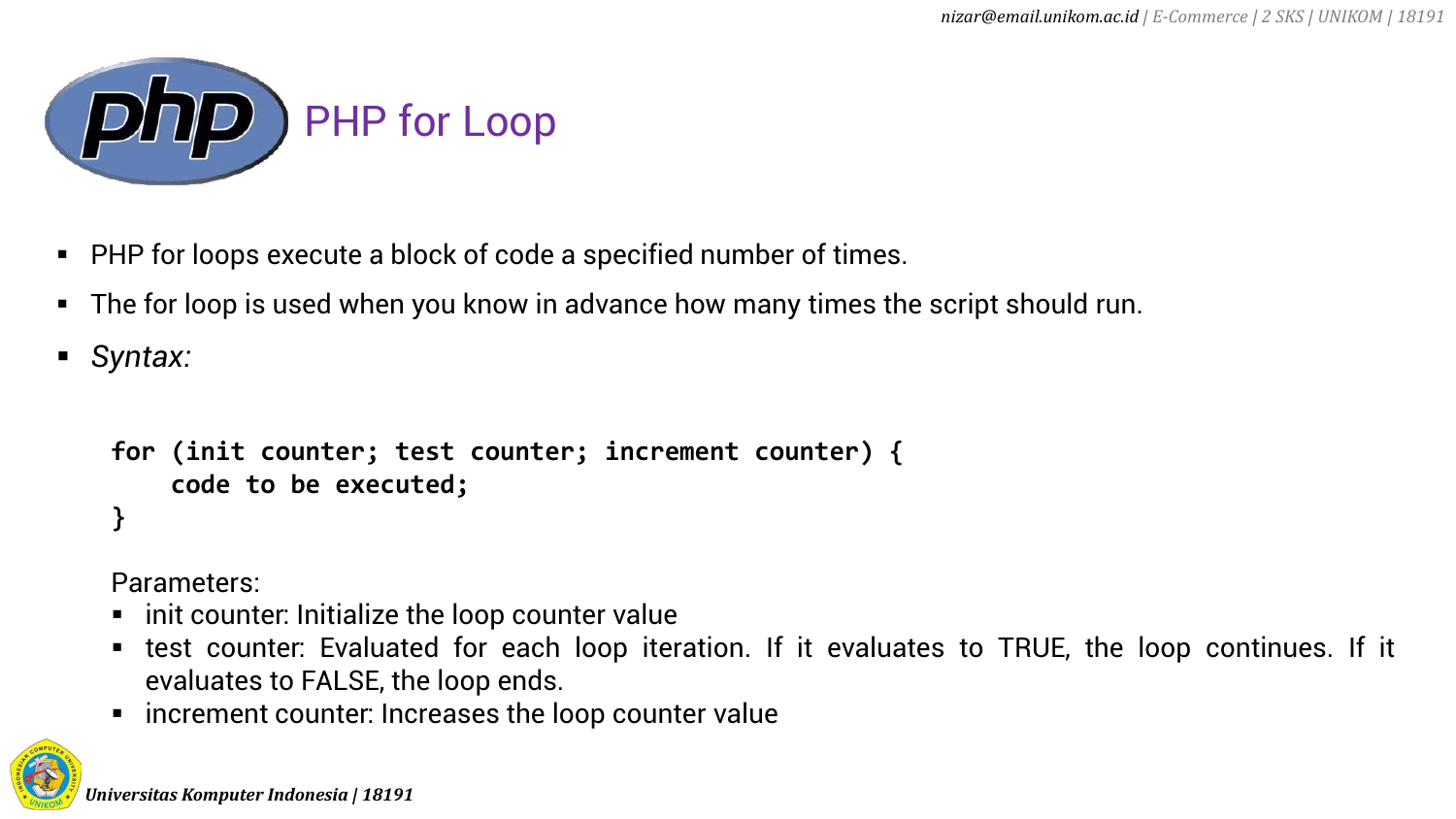# PHP for Loop

- PHP for loops execute a block of code a specified number of times.
- The for loop is used when you know in advance how many times the script should run.
- *Syntax:*

```
for (init counter; test counter; increment counter) {
    code to be executed;
}
```

Parameters:

- init counter: Initialize the loop counter value
- test counter: Evaluated for each loop iteration. If it evaluates to TRUE, the loop continues. If it evaluates to FALSE, the loop ends.
- increment counter: Increases the loop counter value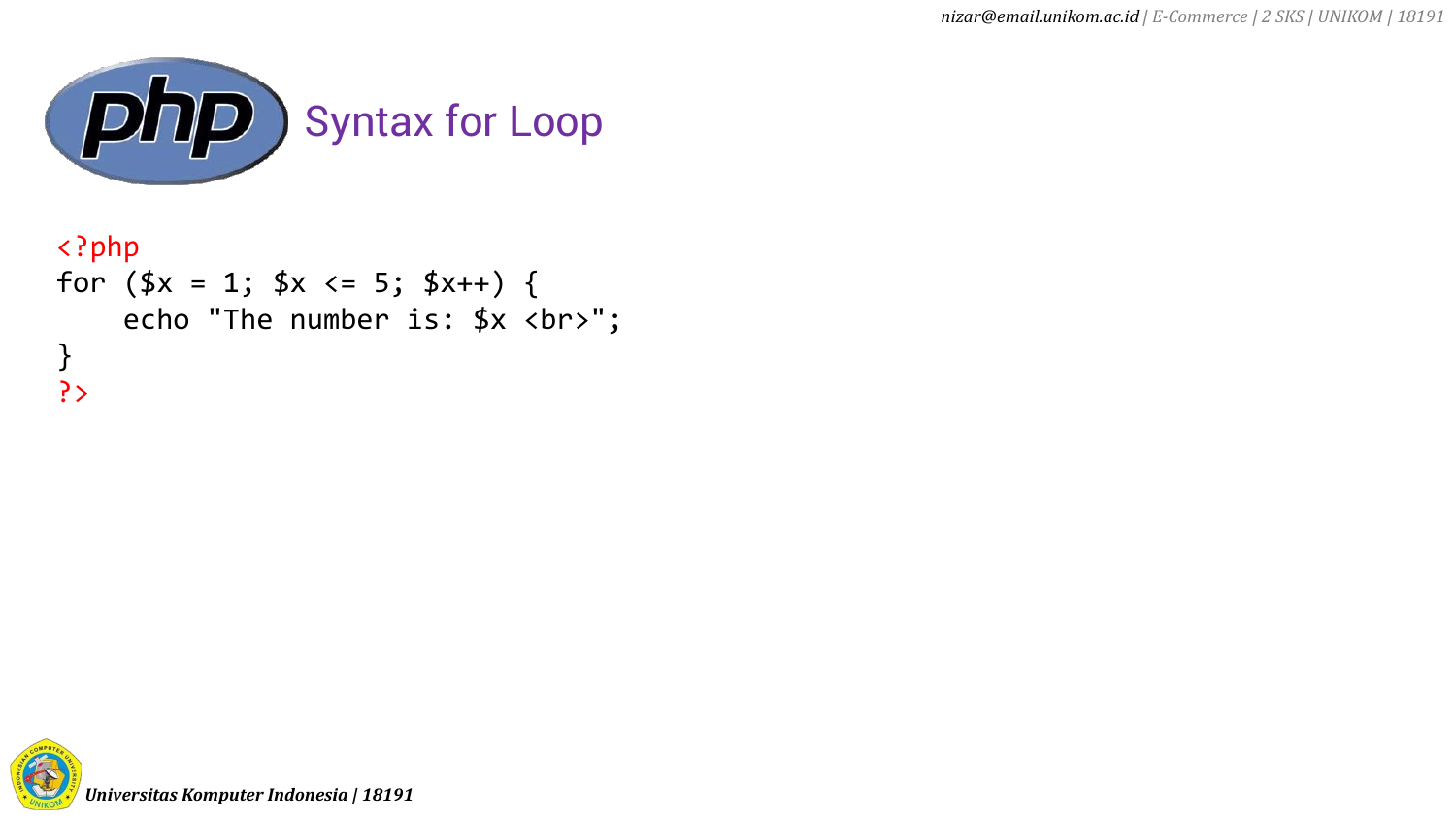# Syntax for Loop

```php
<?php
for ($x = 1; $x <= 5; $x++) {
    echo "The number is: $x <br>";
}
?>
```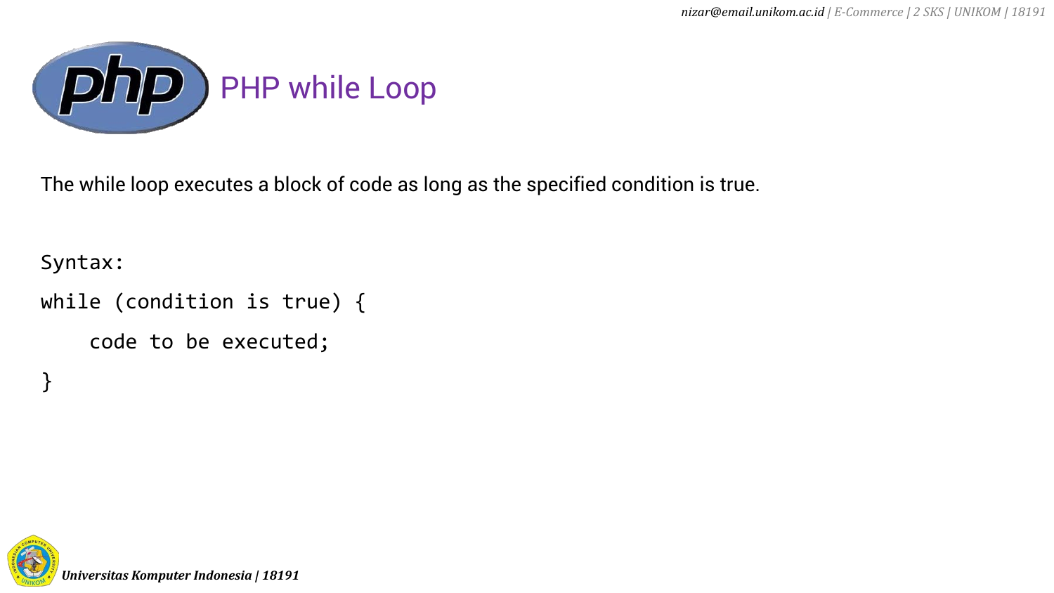# PHP while Loop

The while loop executes a block of code as long as the specified condition is true.

```
Syntax:
while (condition is true) {
    code to be executed;
}
```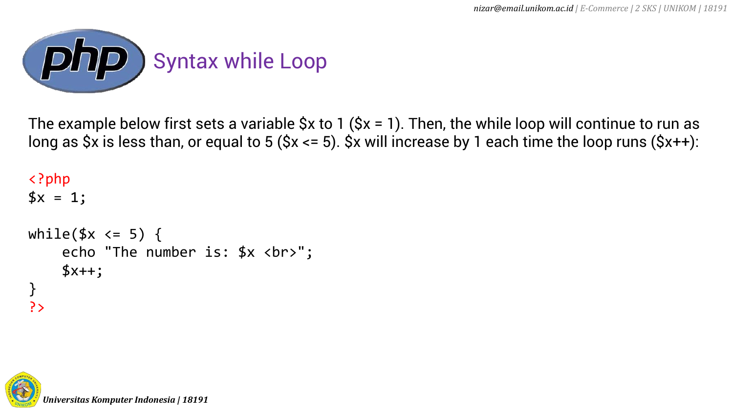## Syntax while Loop

The example below first sets a variable $x to 1 ($x = 1). Then, the while loop will continue to run as long as $x is less than, or equal to 5 ($x <= 5). $x will increase by 1 each time the loop runs ($x++):

```php
<?php
$x = 1;

while($x <= 5) {
    echo "The number is: $x <br>";
    $x++;
}
?>
```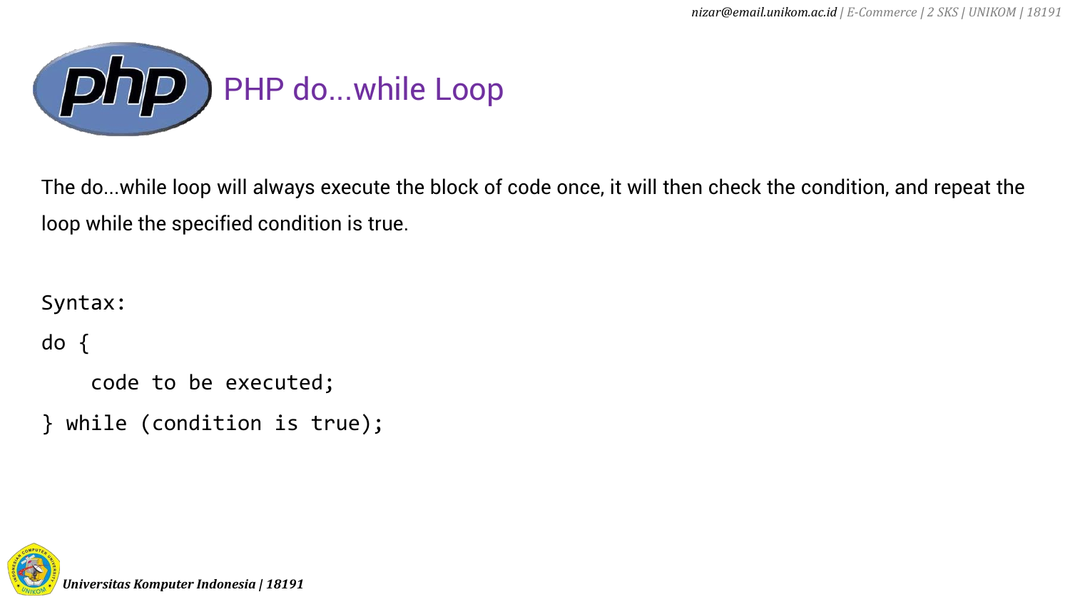# PHP do...while Loop

The do...while loop will always execute the block of code once, it will then check the condition, and repeat the loop while the specified condition is true.

Syntax:

```
do {
    code to be executed;
} while (condition is true);
```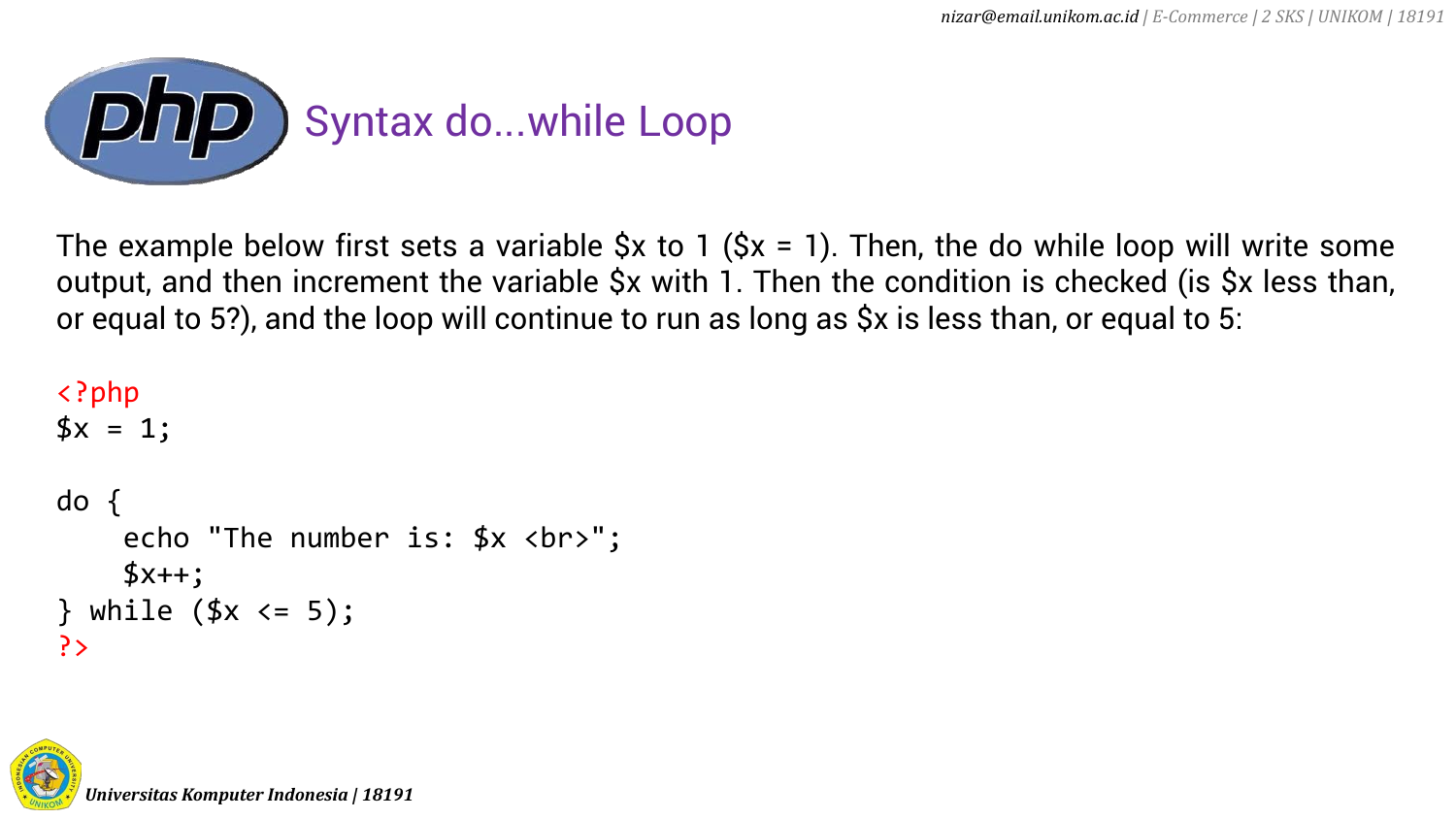# Syntax do...while Loop

The example below first sets a variable $x to 1 ($x = 1). Then, the do while loop will write some output, and then increment the variable $x with 1. Then the condition is checked (is $x less than, or equal to 5?), and the loop will continue to run as long as $x is less than, or equal to 5:

```php
<?php
$x = 1;

do {
    echo "The number is: $x <br>";
    $x++;
} while ($x <= 5);
?>
```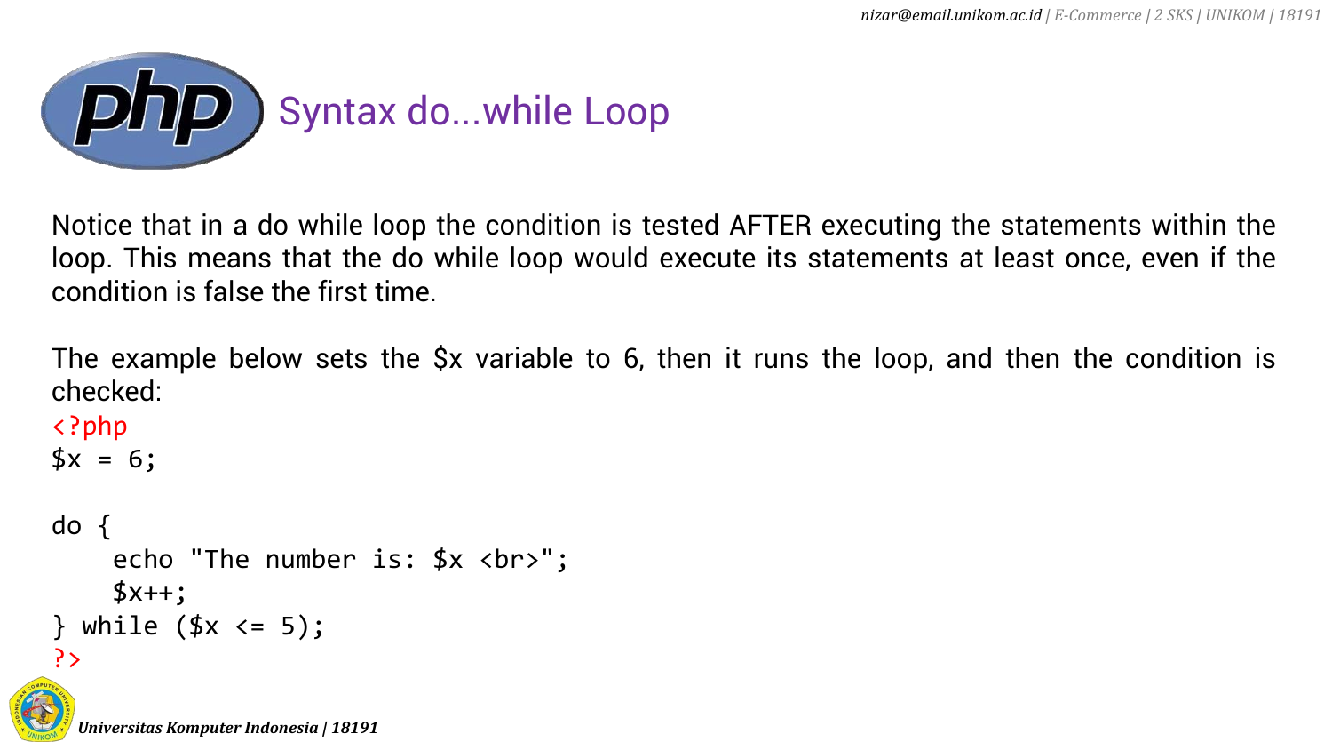# Syntax do...while Loop

Notice that in a do while loop the condition is tested AFTER executing the statements within the loop. This means that the do while loop would execute its statements at least once, even if the condition is false the first time.

The example below sets the $x variable to 6, then it runs the loop, and then the condition is checked:

```
<?php
$x = 6;

do {
    echo "The number is: $x <br>";
    $x++;
} while ($x <= 5);
?>
```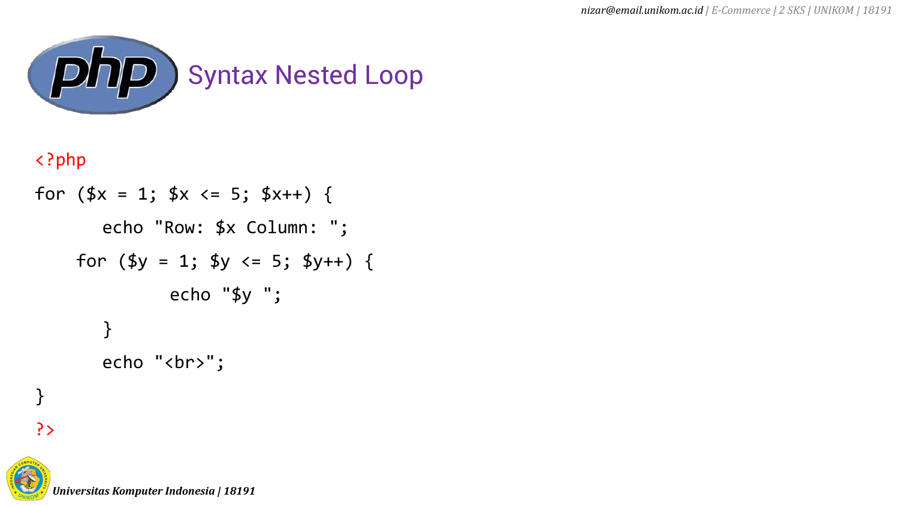## Syntax Nested Loop

```php
<?php
for ($x = 1; $x <= 5; $x++) {
      echo "Row: $x Column: ";
    for ($y = 1; $y <= 5; $y++) {
            echo "$y ";
      }
      echo "<br>";
}
?>
```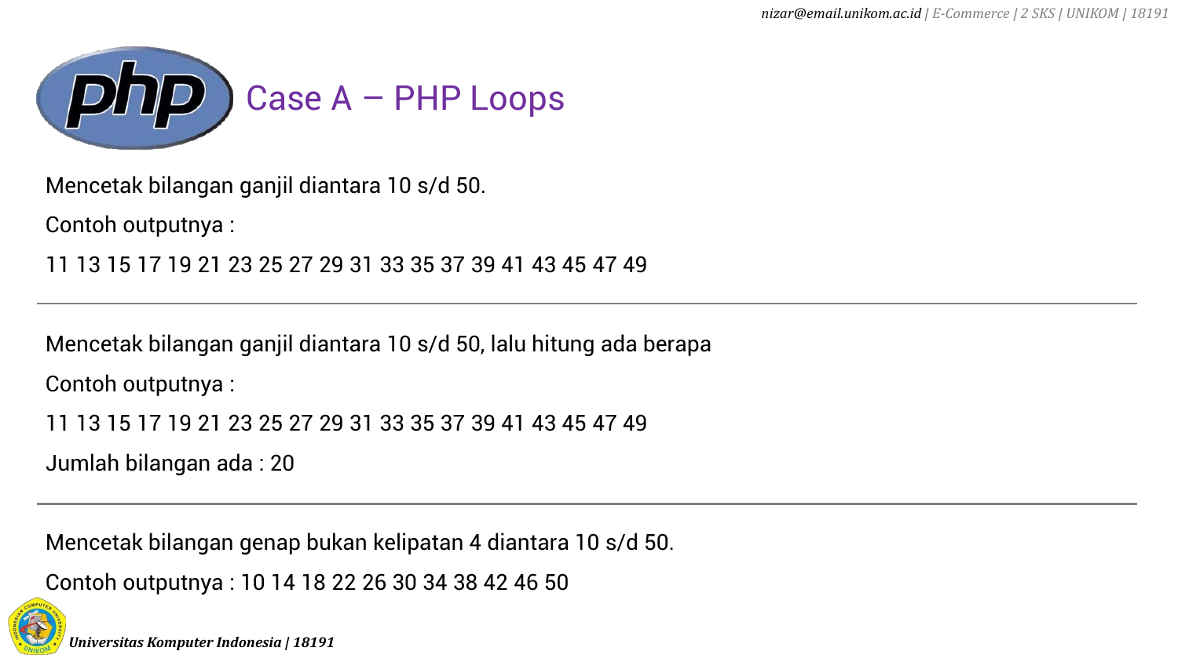# Case A – PHP Loops

Mencetak bilangan ganjil diantara 10 s/d 50.

Contoh outputnya :

11 13 15 17 19 21 23 25 27 29 31 33 35 37 39 41 43 45 47 49

---

Mencetak bilangan ganjil diantara 10 s/d 50, lalu hitung ada berapa

Contoh outputnya :

11 13 15 17 19 21 23 25 27 29 31 33 35 37 39 41 43 45 47 49

Jumlah bilangan ada : 20

---

Mencetak bilangan genap bukan kelipatan 4 diantara 10 s/d 50.

Contoh outputnya : 10 14 18 22 26 30 34 38 42 46 50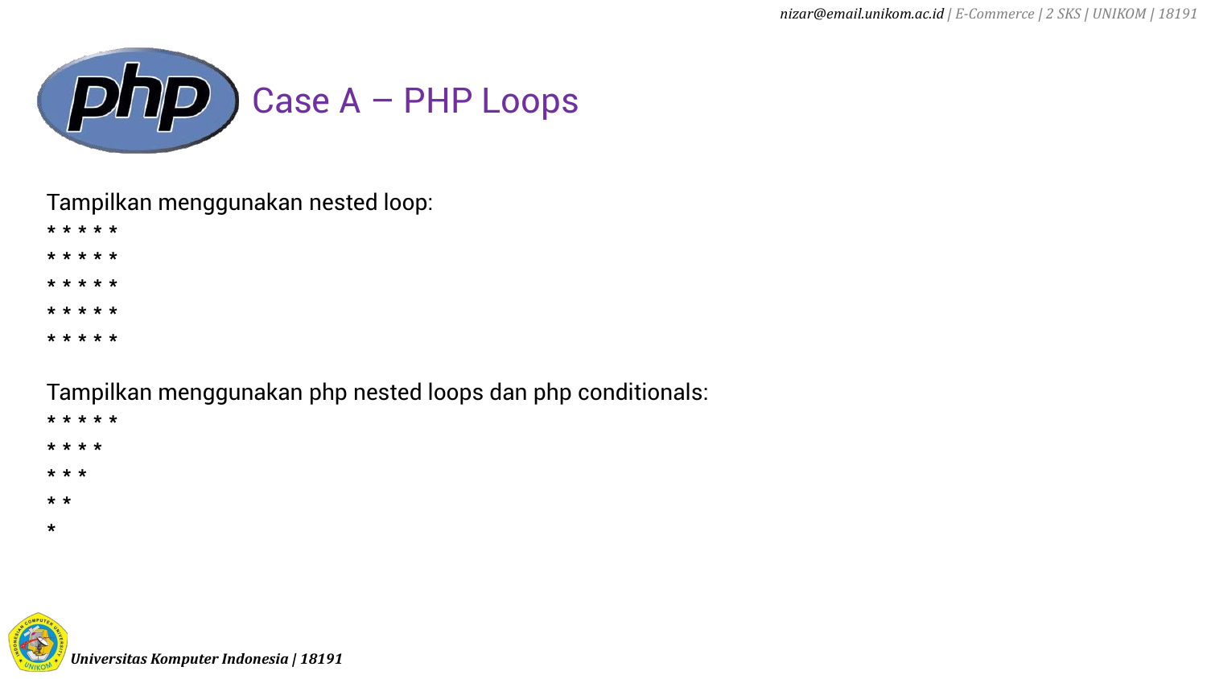# Case A – PHP Loops

Tampilkan menggunakan nested loop:

```
* * * * *
* * * * *
* * * * *
* * * * *
* * * * *
```

Tampilkan menggunakan php nested loops dan php conditionals:

```
* * * * *
* * * *
* * *
* *
*
```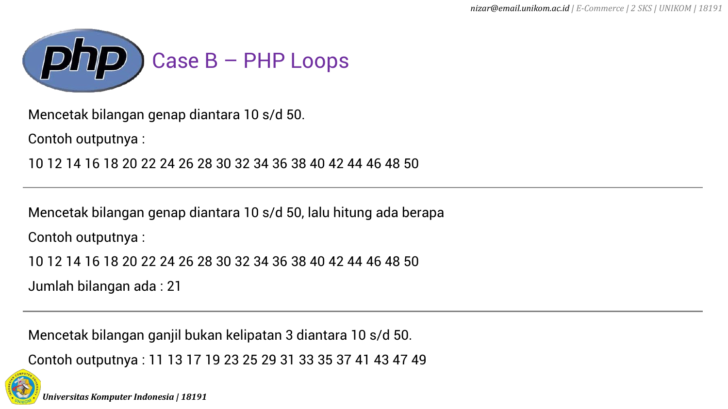# Case B – PHP Loops

Mencetak bilangan genap diantara 10 s/d 50.

Contoh outputnya :

10 12 14 16 18 20 22 24 26 28 30 32 34 36 38 40 42 44 46 48 50

---

Mencetak bilangan genap diantara 10 s/d 50, lalu hitung ada berapa

Contoh outputnya :

10 12 14 16 18 20 22 24 26 28 30 32 34 36 38 40 42 44 46 48 50

Jumlah bilangan ada : 21

---

Mencetak bilangan ganjil bukan kelipatan 3 diantara 10 s/d 50.

Contoh outputnya : 11 13 17 19 23 25 29 31 33 35 37 41 43 47 49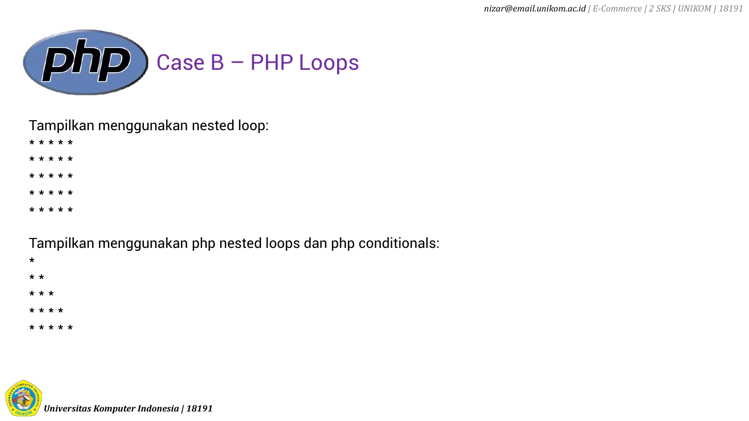# Case B – PHP Loops

Tampilkan menggunakan nested loop:

* * * * *

* * * * *

* * * * *

* * * * *

* * * * *

Tampilkan menggunakan php nested loops dan php conditionals:

*

* *

* * *

* * * *

* * * * *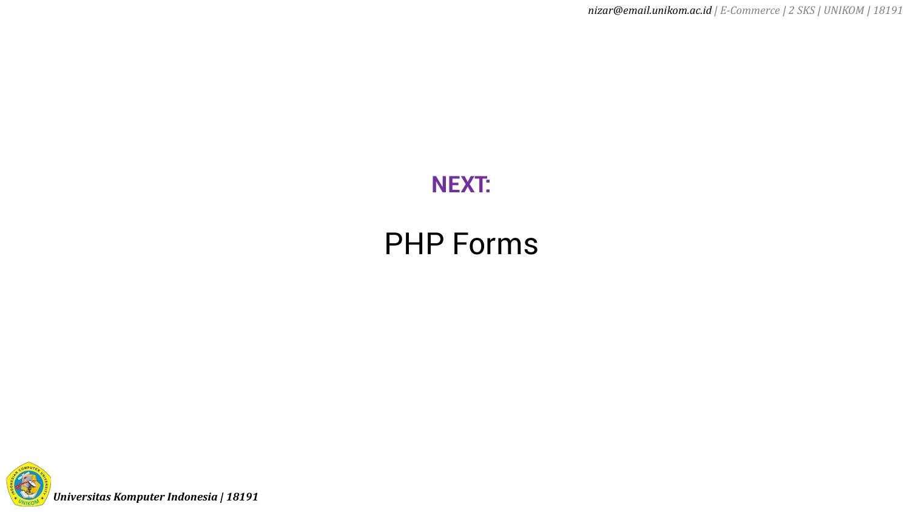**NEXT:**

PHP Forms